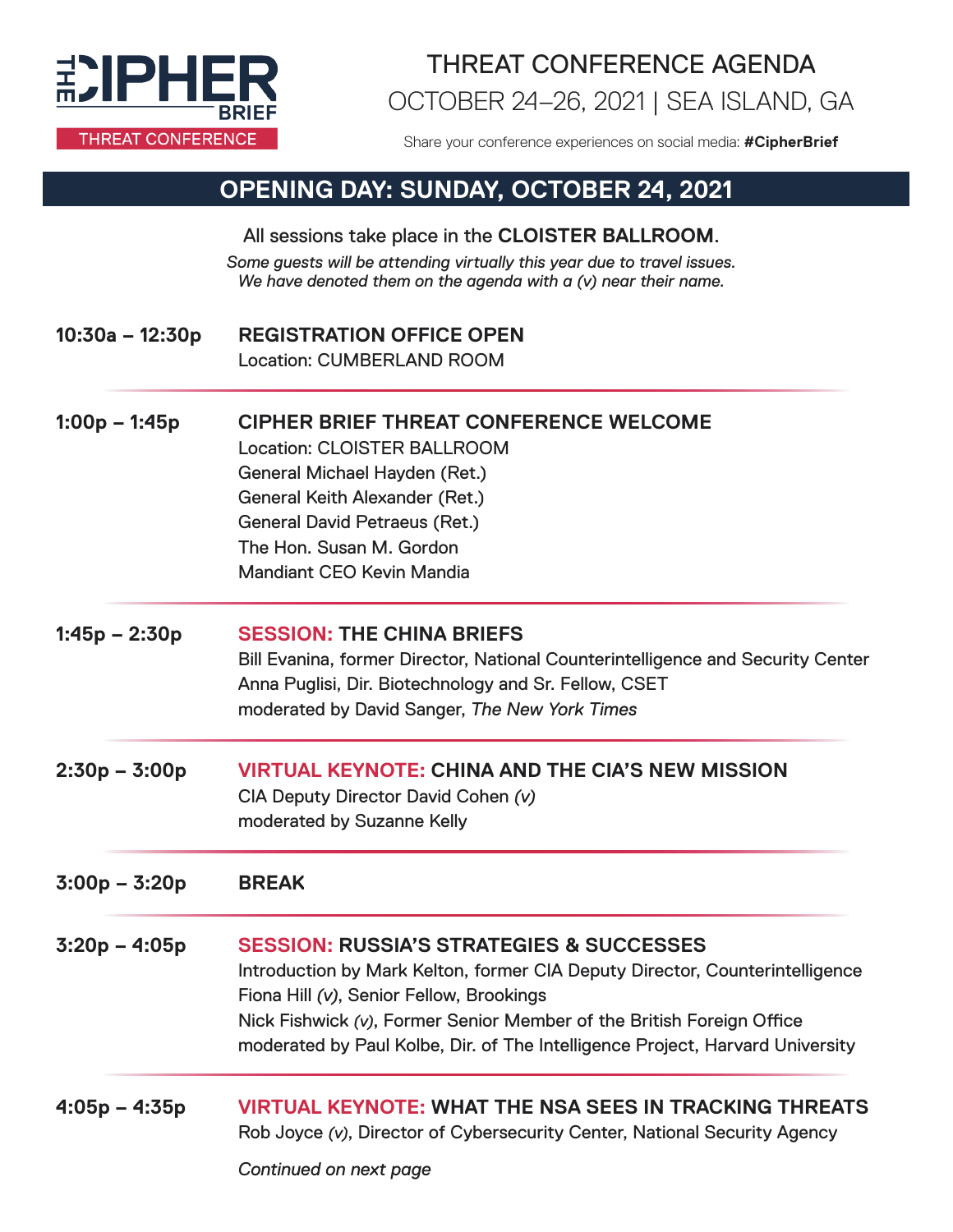# THE CIPHER BRIEF

THREAT CONFERENCE

## THREAT CONFERENCE AGENDA

## OCTOBER 24–26, 2021 | SEA ISLAND, GA

Share your conference experiences on social media: **#CipherBrief**

## OPENING DAY: SUNDAY, OCTOBER 24, 2021

All sessions take place in the **CLOISTER BALLROOM**.

*Some guests will be attending virtually this year due to travel issues. We have denoted them on the agenda with a (v) near their name.*

**10:30a – 12:30p** **REGISTRATION OFFICE OPEN**
Location: CUMBERLAND ROOM

---

**1:00p – 1:45p** **CIPHER BRIEF THREAT CONFERENCE WELCOME**
Location: CLOISTER BALLROOM
General Michael Hayden (Ret.)
General Keith Alexander (Ret.)
General David Petraeus (Ret.)
The Hon. Susan M. Gordon
Mandiant CEO Kevin Mandia

---

**1:45p – 2:30p** **SESSION: THE CHINA BRIEFS**
Bill Evanina, former Director, National Counterintelligence and Security Center
Anna Puglisi, Dir. Biotechnology and Sr. Fellow, CSET
moderated by David Sanger, *The New York Times*

---

**2:30p – 3:00p** **VIRTUAL KEYNOTE: CHINA AND THE CIA'S NEW MISSION**
CIA Deputy Director David Cohen *(v)*
moderated by Suzanne Kelly

---

**3:00p – 3:20p** **BREAK**

---

**3:20p – 4:05p** **SESSION: RUSSIA'S STRATEGIES & SUCCESSES**
Introduction by Mark Kelton, former CIA Deputy Director, Counterintelligence
Fiona Hill *(v)*, Senior Fellow, Brookings
Nick Fishwick *(v)*, Former Senior Member of the British Foreign Office
moderated by Paul Kolbe, Dir. of The Intelligence Project, Harvard University

---

**4:05p – 4:35p** **VIRTUAL KEYNOTE: WHAT THE NSA SEES IN TRACKING THREATS**
Rob Joyce *(v)*, Director of Cybersecurity Center, National Security Agency

*Continued on next page*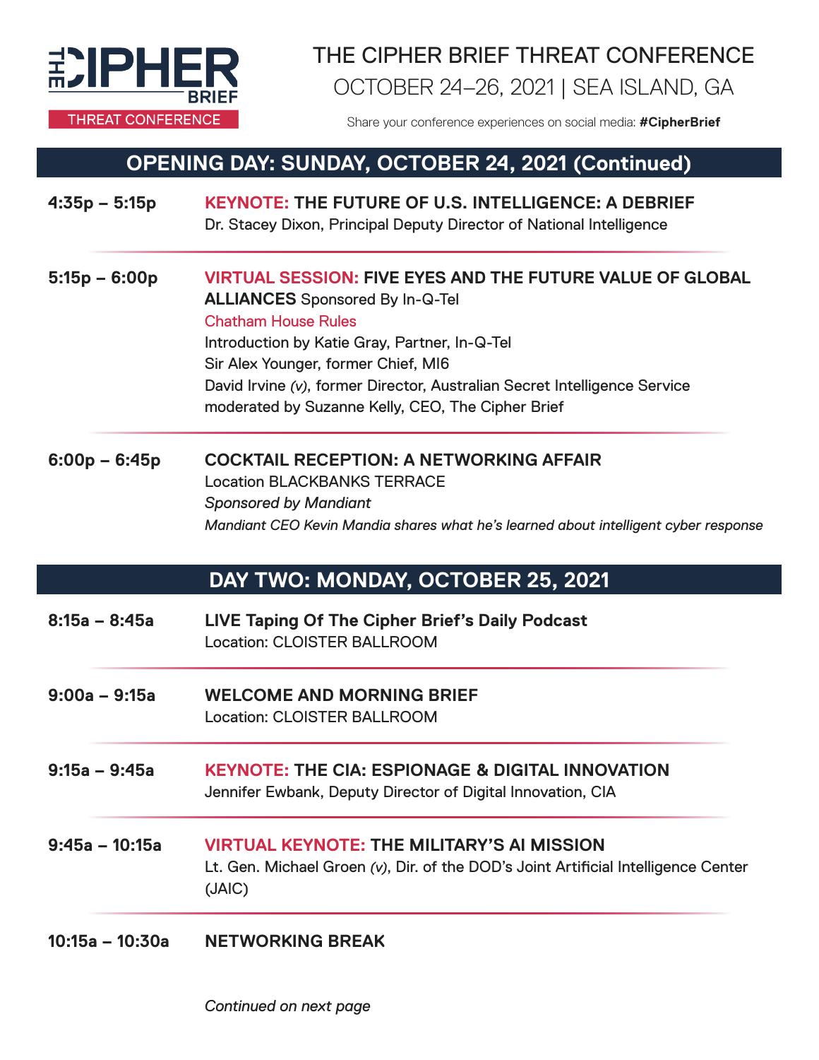# THE CIPHER BRIEF THREAT CONFERENCE

OCTOBER 24–26, 2021 | SEA ISLAND, GA

Share your conference experiences on social media: **#CipherBrief**

## OPENING DAY: SUNDAY, OCTOBER 24, 2021 (Continued)

**4:35p – 5:15p**

**KEYNOTE: THE FUTURE OF U.S. INTELLIGENCE: A DEBRIEF**
Dr. Stacey Dixon, Principal Deputy Director of National Intelligence

---

**5:15p – 6:00p**

**VIRTUAL SESSION: FIVE EYES AND THE FUTURE VALUE OF GLOBAL ALLIANCES** Sponsored By In-Q-Tel
Chatham House Rules
Introduction by Katie Gray, Partner, In-Q-Tel
Sir Alex Younger, former Chief, MI6
David Irvine *(v)*, former Director, Australian Secret Intelligence Service
moderated by Suzanne Kelly, CEO, The Cipher Brief

---

**6:00p – 6:45p**

**COCKTAIL RECEPTION: A NETWORKING AFFAIR**
Location BLACKBANKS TERRACE
*Sponsored by Mandiant*
*Mandiant CEO Kevin Mandia shares what he's learned about intelligent cyber response*

## DAY TWO: MONDAY, OCTOBER 25, 2021

**8:15a – 8:45a**

**LIVE Taping Of The Cipher Brief's Daily Podcast**
Location: CLOISTER BALLROOM

---

**9:00a – 9:15a**

**WELCOME AND MORNING BRIEF**
Location: CLOISTER BALLROOM

---

**9:15a – 9:45a**

**KEYNOTE: THE CIA: ESPIONAGE & DIGITAL INNOVATION**
Jennifer Ewbank, Deputy Director of Digital Innovation, CIA

---

**9:45a – 10:15a**

**VIRTUAL KEYNOTE: THE MILITARY'S AI MISSION**
Lt. Gen. Michael Groen *(v)*, Dir. of the DOD's Joint Artificial Intelligence Center (JAIC)

---

**10:15a – 10:30a**

**NETWORKING BREAK**

*Continued on next page*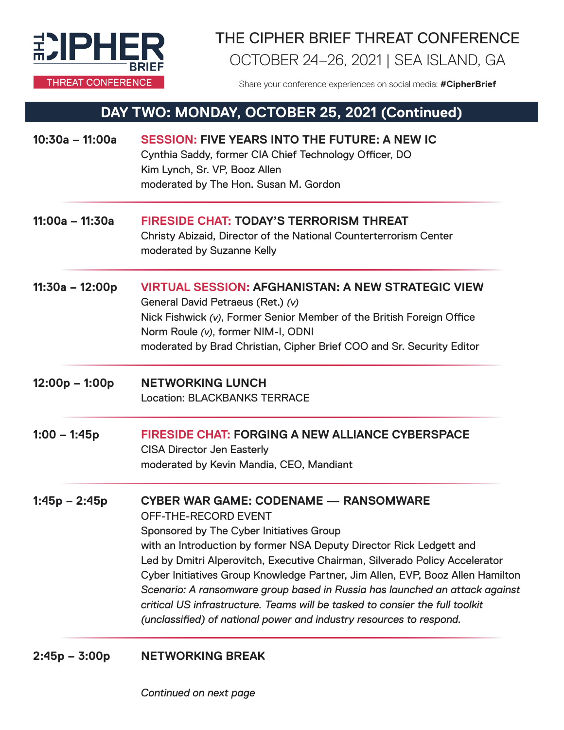# THE CIPHER BRIEF THREAT CONFERENCE

OCTOBER 24–26, 2021 | SEA ISLAND, GA

Share your conference experiences on social media: **#CipherBrief**

## DAY TWO: MONDAY, OCTOBER 25, 2021 (Continued)

**10:30a – 11:00a**

**SESSION: FIVE YEARS INTO THE FUTURE: A NEW IC**
Cynthia Saddy, former CIA Chief Technology Officer, DO
Kim Lynch, Sr. VP, Booz Allen
moderated by The Hon. Susan M. Gordon

**11:00a – 11:30a**

**FIRESIDE CHAT: TODAY'S TERRORISM THREAT**
Christy Abizaid, Director of the National Counterterrorism Center
moderated by Suzanne Kelly

**11:30a – 12:00p**

**VIRTUAL SESSION: AFGHANISTAN: A NEW STRATEGIC VIEW**
General David Petraeus (Ret.) *(v)*
Nick Fishwick *(v)*, Former Senior Member of the British Foreign Office
Norm Roule *(v)*, former NIM-I, ODNI
moderated by Brad Christian, Cipher Brief COO and Sr. Security Editor

**12:00p – 1:00p**

**NETWORKING LUNCH**
Location: BLACKBANKS TERRACE

**1:00 – 1:45p**

**FIRESIDE CHAT: FORGING A NEW ALLIANCE CYBERSPACE**
CISA Director Jen Easterly
moderated by Kevin Mandia, CEO, Mandiant

**1:45p – 2:45p**

**CYBER WAR GAME: CODENAME — RANSOMWARE**
OFF-THE-RECORD EVENT
Sponsored by The Cyber Initiatives Group
with an Introduction by former NSA Deputy Director Rick Ledgett and
Led by Dmitri Alperovitch, Executive Chairman, Silverado Policy Accelerator
Cyber Initiatives Group Knowledge Partner, Jim Allen, EVP, Booz Allen Hamilton
*Scenario: A ransomware group based in Russia has launched an attack against critical US infrastructure. Teams will be tasked to consier the full toolkit (unclassified) of national power and industry resources to respond.*

**2:45p – 3:00p**

**NETWORKING BREAK**

*Continued on next page*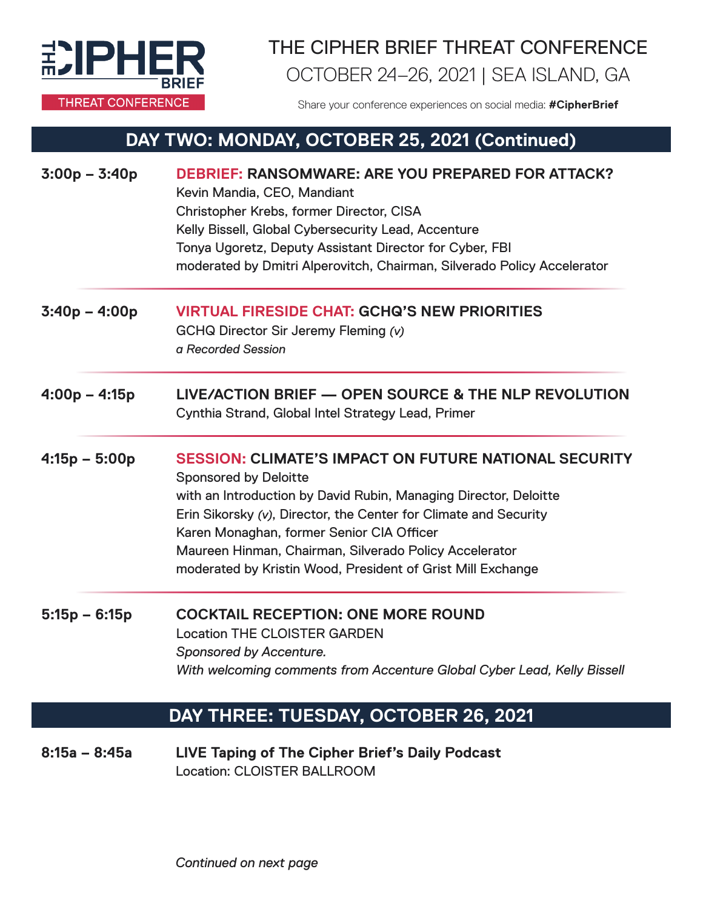# THE CIPHER BRIEF THREAT CONFERENCE

OCTOBER 24–26, 2021 | SEA ISLAND, GA

Share your conference experiences on social media: **#CipherBrief**

## DAY TWO: MONDAY, OCTOBER 25, 2021 (Continued)

**3:00p – 3:40p**

**DEBRIEF: RANSOMWARE: ARE YOU PREPARED FOR ATTACK?**
Kevin Mandia, CEO, Mandiant
Christopher Krebs, former Director, CISA
Kelly Bissell, Global Cybersecurity Lead, Accenture
Tonya Ugoretz, Deputy Assistant Director for Cyber, FBI
moderated by Dmitri Alperovitch, Chairman, Silverado Policy Accelerator

**3:40p – 4:00p**

**VIRTUAL FIRESIDE CHAT: GCHQ'S NEW PRIORITIES**
GCHQ Director Sir Jeremy Fleming *(v)*
*a Recorded Session*

**4:00p – 4:15p**

**LIVE/ACTION BRIEF — OPEN SOURCE & THE NLP REVOLUTION**
Cynthia Strand, Global Intel Strategy Lead, Primer

**4:15p – 5:00p**

**SESSION: CLIMATE'S IMPACT ON FUTURE NATIONAL SECURITY**
Sponsored by Deloitte
with an Introduction by David Rubin, Managing Director, Deloitte
Erin Sikorsky *(v)*, Director, the Center for Climate and Security
Karen Monaghan, former Senior CIA Officer
Maureen Hinman, Chairman, Silverado Policy Accelerator
moderated by Kristin Wood, President of Grist Mill Exchange

**5:15p – 6:15p**

**COCKTAIL RECEPTION: ONE MORE ROUND**
Location THE CLOISTER GARDEN
*Sponsored by Accenture.*
*With welcoming comments from Accenture Global Cyber Lead, Kelly Bissell*

## DAY THREE: TUESDAY, OCTOBER 26, 2021

**8:15a – 8:45a**

**LIVE Taping of The Cipher Brief's Daily Podcast**
Location: CLOISTER BALLROOM

*Continued on next page*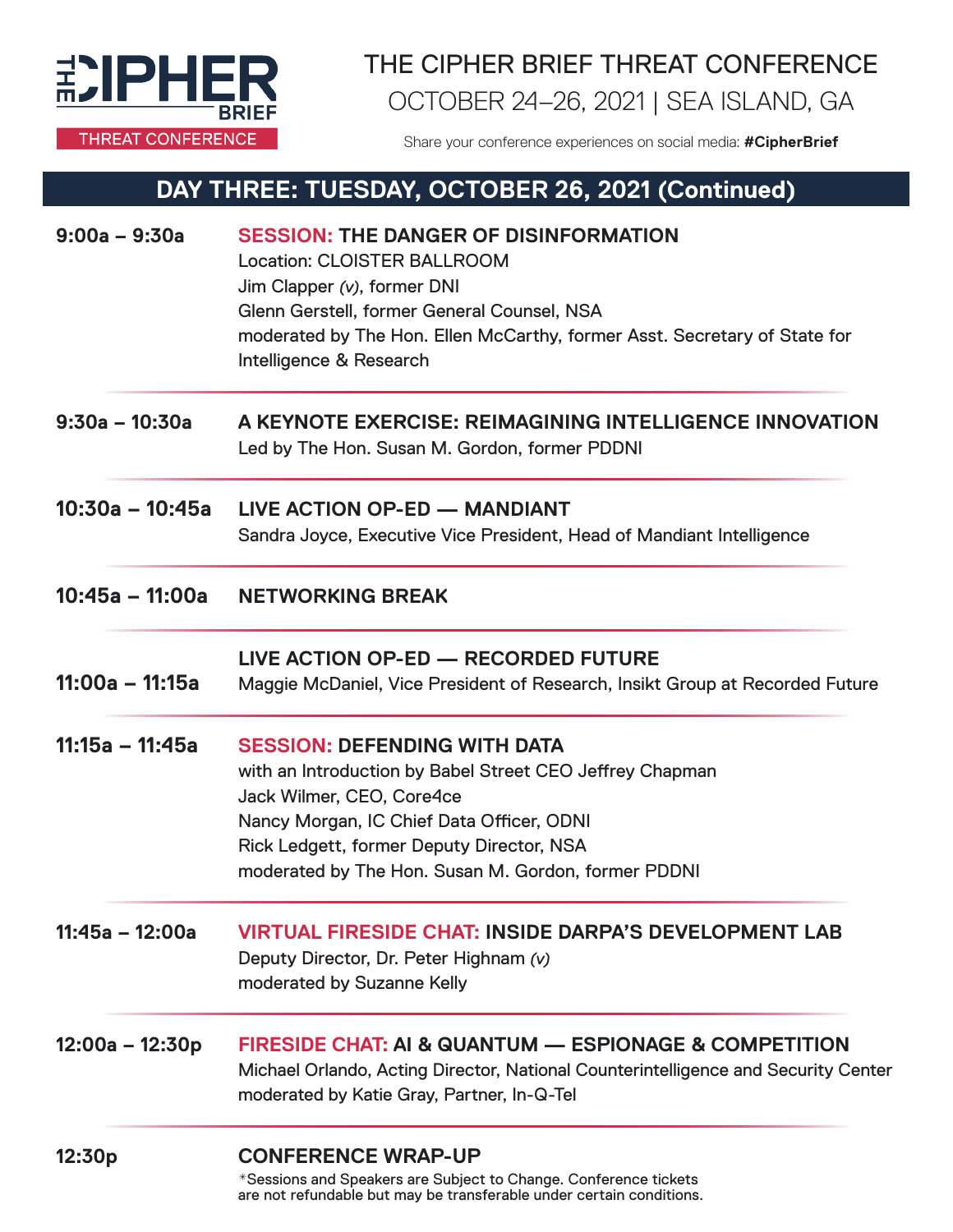# THE CIPHER BRIEF THREAT CONFERENCE

OCTOBER 24–26, 2021 | SEA ISLAND, GA

Share your conference experiences on social media: **#CipherBrief**

## DAY THREE: TUESDAY, OCTOBER 26, 2021 (Continued)

**9:00a – 9:30a**

**SESSION: THE DANGER OF DISINFORMATION**
Location: CLOISTER BALLROOM
Jim Clapper *(v)*, former DNI
Glenn Gerstell, former General Counsel, NSA
moderated by The Hon. Ellen McCarthy, former Asst. Secretary of State for Intelligence & Research

**9:30a – 10:30a**

**A KEYNOTE EXERCISE: REIMAGINING INTELLIGENCE INNOVATION**
Led by The Hon. Susan M. Gordon, former PDDNI

**10:30a – 10:45a**

**LIVE ACTION OP-ED — MANDIANT**
Sandra Joyce, Executive Vice President, Head of Mandiant Intelligence

**10:45a – 11:00a**

**NETWORKING BREAK**

**11:00a – 11:15a**

**LIVE ACTION OP-ED — RECORDED FUTURE**
Maggie McDaniel, Vice President of Research, Insikt Group at Recorded Future

**11:15a – 11:45a**

**SESSION: DEFENDING WITH DATA**
with an Introduction by Babel Street CEO Jeffrey Chapman
Jack Wilmer, CEO, Core4ce
Nancy Morgan, IC Chief Data Officer, ODNI
Rick Ledgett, former Deputy Director, NSA
moderated by The Hon. Susan M. Gordon, former PDDNI

**11:45a – 12:00a**

**VIRTUAL FIRESIDE CHAT: INSIDE DARPA'S DEVELOPMENT LAB**
Deputy Director, Dr. Peter Highnam *(v)*
moderated by Suzanne Kelly

**12:00a – 12:30p**

**FIRESIDE CHAT: AI & QUANTUM — ESPIONAGE & COMPETITION**
Michael Orlando, Acting Director, National Counterintelligence and Security Center
moderated by Katie Gray, Partner, In-Q-Tel

**12:30p**

**CONFERENCE WRAP-UP**

*Sessions and Speakers are Subject to Change. Conference tickets are not refundable but may be transferable under certain conditions.